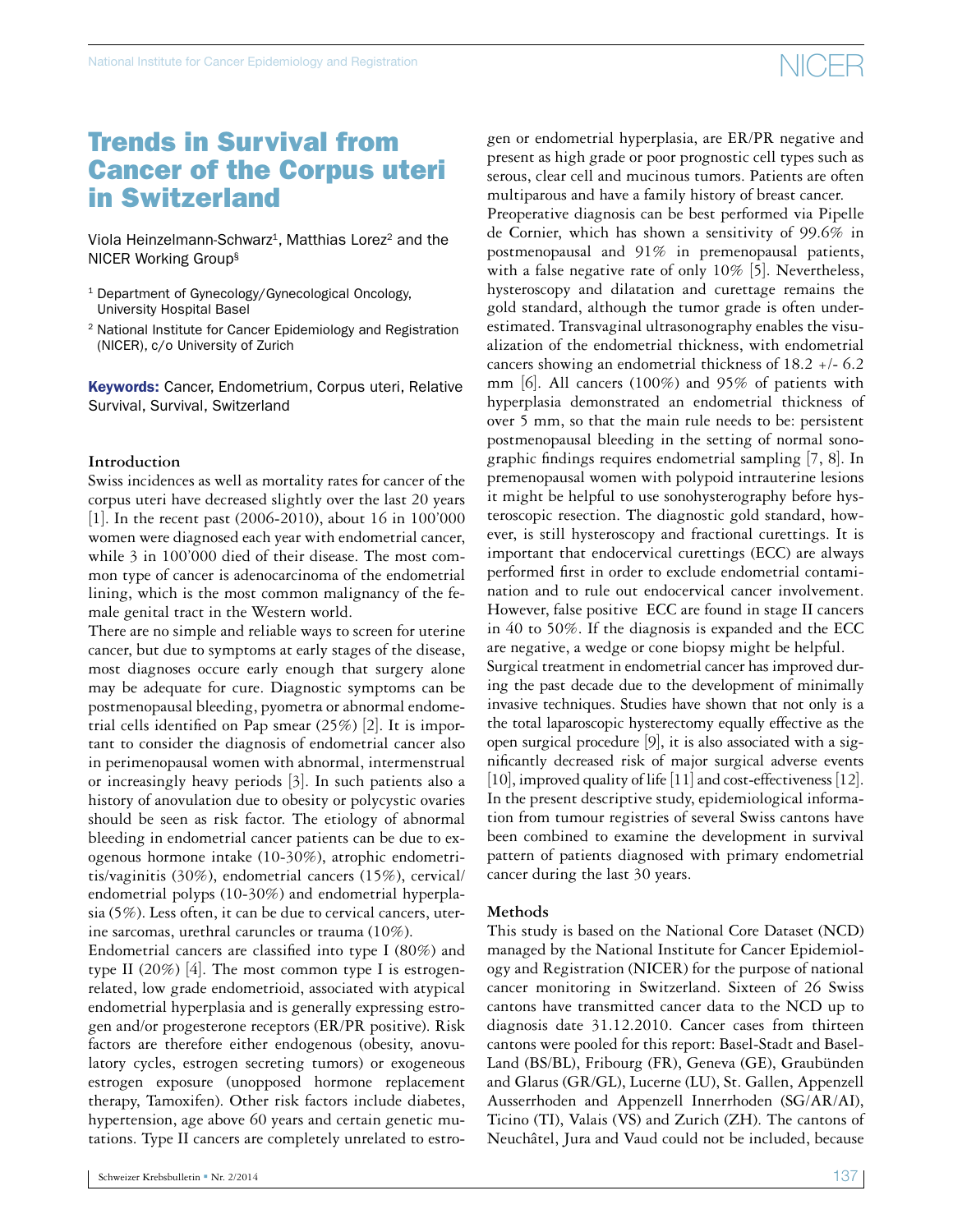# Trends in Survival from Cancer of the Corpus uteri in Switzerland

Viola Heinzelmann-Schwarz[1], Matthias Lorez[2] and the NICER Working Group[§]

[1] Department of Gynecology/Gynecological Oncology, University Hospital Basel

[2] National Institute for Cancer Epidemiology and Registration (NICER), c/o University of Zurich

**Keywords:** Cancer, Endometrium, Corpus uteri, Relative Survival, Survival, Switzerland

### Introduction

Swiss incidences as well as mortality rates for cancer of the corpus uteri have decreased slightly over the last 20 years [1]. In the recent past (2006-2010), about 16 in 100'000 women were diagnosed each year with endometrial cancer, while 3 in 100'000 died of their disease. The most common type of cancer is adenocarcinoma of the endometrial lining, which is the most common malignancy of the female genital tract in the Western world.

There are no simple and reliable ways to screen for uterine cancer, but due to symptoms at early stages of the disease, most diagnoses occure early enough that surgery alone may be adequate for cure. Diagnostic symptoms can be postmenopausal bleeding, pyometra or abnormal endometrial cells identified on Pap smear (25%) [2]. It is important to consider the diagnosis of endometrial cancer also in perimenopausal women with abnormal, intermenstrual or increasingly heavy periods [3]. In such patients also a history of anovulation due to obesity or polycystic ovaries should be seen as risk factor. The etiology of abnormal bleeding in endometrial cancer patients can be due to exogenous hormone intake (10-30%), atrophic endometritis/vaginitis (30%), endometrial cancers (15%), cervical/endometrial polyps (10-30%) and endometrial hyperplasia (5%). Less often, it can be due to cervical cancers, uterine sarcomas, urethral caruncles or trauma (10%).

Endometrial cancers are classified into type I (80%) and type II (20%) [4]. The most common type I is estrogen-related, low grade endometrioid, associated with atypical endometrial hyperplasia and is generally expressing estrogen and/or progesterone receptors (ER/PR positive). Risk factors are therefore either endogenous (obesity, anovulatory cycles, estrogen secreting tumors) or exogeneous estrogen exposure (unopposed hormone replacement therapy, Tamoxifen). Other risk factors include diabetes, hypertension, age above 60 years and certain genetic mutations. Type II cancers are completely unrelated to estrogen or endometrial hyperplasia, are ER/PR negative and present as high grade or poor prognostic cell types such as serous, clear cell and mucinous tumors. Patients are often multiparous and have a family history of breast cancer.

Preoperative diagnosis can be best performed via Pipelle de Cornier, which has shown a sensitivity of 99.6% in postmenopausal and 91% in premenopausal patients, with a false negative rate of only 10% [5]. Nevertheless, hysteroscopy and dilatation and curettage remains the gold standard, although the tumor grade is often underestimated. Transvaginal ultrasonography enables the visualization of the endometrial thickness, with endometrial cancers showing an endometrial thickness of 18.2 +/- 6.2 mm [6]. All cancers (100%) and 95% of patients with hyperplasia demonstrated an endometrial thickness of over 5 mm, so that the main rule needs to be: persistent postmenopausal bleeding in the setting of normal sonographic findings requires endometrial sampling [7, 8]. In premenopausal women with polypoid intrauterine lesions it might be helpful to use sonohysterography before hysteroscopic resection. The diagnostic gold standard, however, is still hysteroscopy and fractional curettings. It is important that endocervical curettings (ECC) are always performed first in order to exclude endometrial contamination and to rule out endocervical cancer involvement. However, false positive ECC are found in stage II cancers in 40 to 50%. If the diagnosis is expanded and the ECC are negative, a wedge or cone biopsy might be helpful.

Surgical treatment in endometrial cancer has improved during the past decade due to the development of minimally invasive techniques. Studies have shown that not only is a the total laparoscopic hysterectomy equally effective as the open surgical procedure [9], it is also associated with a significantly decreased risk of major surgical adverse events [10], improved quality of life [11] and cost-effectiveness [12].

In the present descriptive study, epidemiological information from tumour registries of several Swiss cantons have been combined to examine the development in survival pattern of patients diagnosed with primary endometrial cancer during the last 30 years.

### Methods

This study is based on the National Core Dataset (NCD) managed by the National Institute for Cancer Epidemiology and Registration (NICER) for the purpose of national cancer monitoring in Switzerland. Sixteen of 26 Swiss cantons have transmitted cancer data to the NCD up to diagnosis date 31.12.2010. Cancer cases from thirteen cantons were pooled for this report: Basel-Stadt and Basel-Land (BS/BL), Fribourg (FR), Geneva (GE), Graubünden and Glarus (GR/GL), Lucerne (LU), St. Gallen, Appenzell Ausserrhoden and Appenzell Innerrhoden (SG/AR/AI), Ticino (TI), Valais (VS) and Zurich (ZH). The cantons of Neuchâtel, Jura and Vaud could not be included, because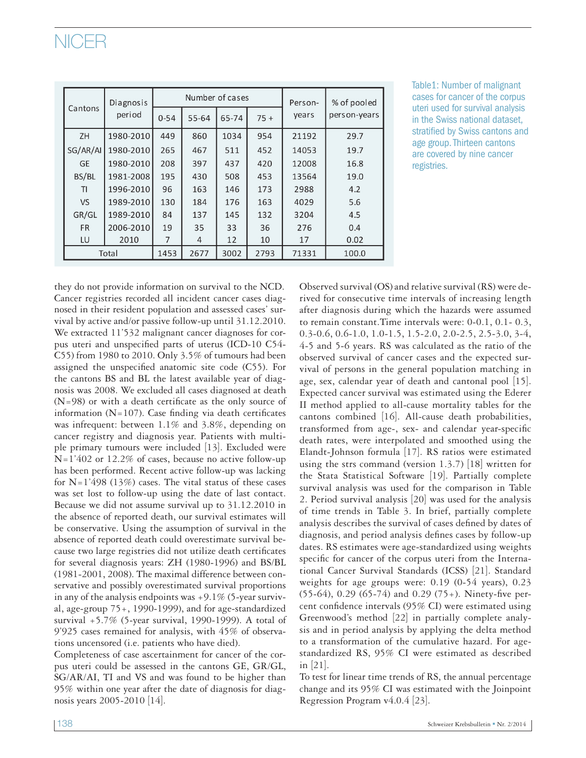| Cantons | Diagnosis period | Number of cases | | | | Person-years | % of pooled person-years |
|---|---|---|---|---|---|---|---|
| | | 0-54 | 55-64 | 65-74 | 75 + | | |
| ZH | 1980-2010 | 449 | 860 | 1034 | 954 | 21192 | 29.7 |
| SG/AR/AI | 1980-2010 | 265 | 467 | 511 | 452 | 14053 | 19.7 |
| GE | 1980-2010 | 208 | 397 | 437 | 420 | 12008 | 16.8 |
| BS/BL | 1981-2008 | 195 | 430 | 508 | 453 | 13564 | 19.0 |
| TI | 1996-2010 | 96 | 163 | 146 | 173 | 2988 | 4.2 |
| VS | 1989-2010 | 130 | 184 | 176 | 163 | 4029 | 5.6 |
| GR/GL | 1989-2010 | 84 | 137 | 145 | 132 | 3204 | 4.5 |
| FR | 2006-2010 | 19 | 35 | 33 | 36 | 276 | 0.4 |
| LU | 2010 | 7 | 4 | 12 | 10 | 17 | 0.02 |
| Total | | 1453 | 2677 | 3002 | 2793 | 71331 | 100.0 |

Table1: Number of malignant cases for cancer of the corpus uteri used for survival analysis in the Swiss national dataset, stratified by Swiss cantons and age group. Thirteen cantons are covered by nine cancer registries.

they do not provide information on survival to the NCD. Cancer registries recorded all incident cancer cases diagnosed in their resident population and assessed cases' survival by active and/or passive follow-up until 31.12.2010. We extracted 11'532 malignant cancer diagnoses for corpus uteri and unspecified parts of uterus (ICD-10 C54-C55) from 1980 to 2010. Only 3.5% of tumours had been assigned the unspecified anatomic site code (C55). For the cantons BS and BL the latest available year of diagnosis was 2008. We excluded all cases diagnosed at death (N=98) or with a death certificate as the only source of information (N=107). Case finding via death certificates was infrequent: between 1.1% and 3.8%, depending on cancer registry and diagnosis year. Patients with multiple primary tumours were included [13]. Excluded were N=1'402 or 12.2% of cases, because no active follow-up has been performed. Recent active follow-up was lacking for N=1'498 (13%) cases. The vital status of these cases was set lost to follow-up using the date of last contact. Because we did not assume survival up to 31.12.2010 in the absence of reported death, our survival estimates will be conservative. Using the assumption of survival in the absence of reported death could overestimate survival because two large registries did not utilize death certificates for several diagnosis years: ZH (1980-1996) and BS/BL (1981-2001, 2008). The maximal difference between conservative and possibly overestimated survival proportions in any of the analysis endpoints was +9.1% (5-year survival, age-group 75+, 1990-1999), and for age-standardized survival +5.7% (5-year survival, 1990-1999). A total of 9'925 cases remained for analysis, with 45% of observations uncensored (i.e. patients who have died).

Completeness of case ascertainment for cancer of the corpus uteri could be assessed in the cantons GE, GR/GL, SG/AR/AI, TI and VS and was found to be higher than 95% within one year after the date of diagnosis for diagnosis years 2005-2010 [14].

Observed survival (OS) and relative survival (RS) were derived for consecutive time intervals of increasing length after diagnosis during which the hazards were assumed to remain constant. Time intervals were: 0-0.1, 0.1- 0.3, 0.3-0.6, 0.6-1.0, 1.0-1.5, 1.5-2.0, 2.0-2.5, 2.5-3.0, 3-4, 4-5 and 5-6 years. RS was calculated as the ratio of the observed survival of cancer cases and the expected survival of persons in the general population matching in age, sex, calendar year of death and cantonal pool [15]. Expected cancer survival was estimated using the Ederer II method applied to all-cause mortality tables for the cantons combined [16]. All-cause death probabilities, transformed from age-, sex- and calendar year-specific death rates, were interpolated and smoothed using the Elandt-Johnson formula [17]. RS ratios were estimated using the strs command (version 1.3.7) [18] written for the Stata Statistical Software [19]. Partially complete survival analysis was used for the comparison in Table 2. Period survival analysis [20] was used for the analysis of time trends in Table 3. In brief, partially complete analysis describes the survival of cases defined by dates of diagnosis, and period analysis defines cases by follow-up dates. RS estimates were age-standardized using weights specific for cancer of the corpus uteri from the International Cancer Survival Standards (ICSS) [21]. Standard weights for age groups were: 0.19 (0-54 years), 0.23 (55-64), 0.29 (65-74) and 0.29 (75+). Ninety-five percent confidence intervals (95% CI) were estimated using Greenwood's method [22] in partially complete analysis and in period analysis by applying the delta method to a transformation of the cumulative hazard. For age-standardized RS, 95% CI were estimated as described in [21].

To test for linear time trends of RS, the annual percentage change and its 95% CI was estimated with the Joinpoint Regression Program v4.0.4 [23].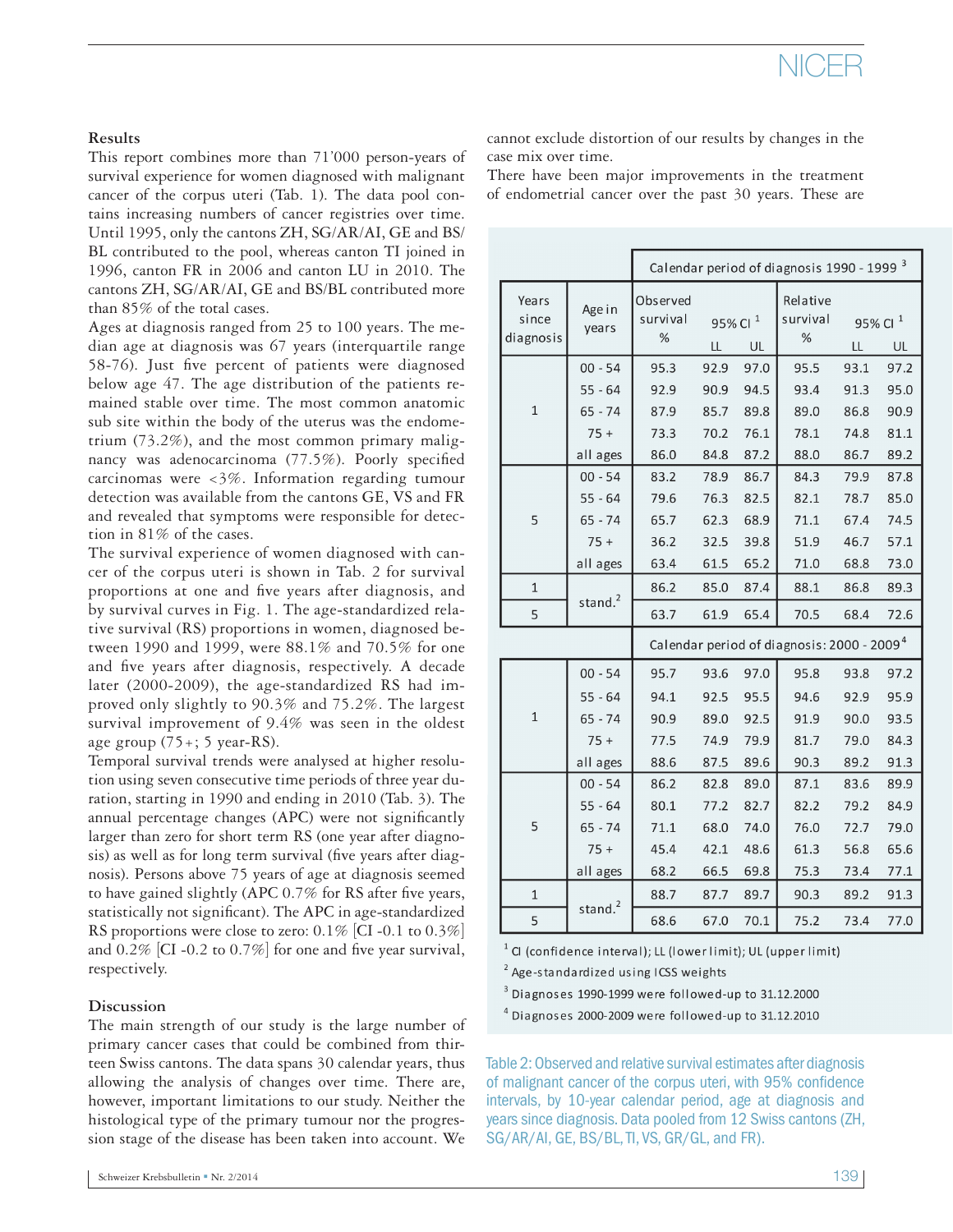## Results

This report combines more than 71'000 person-years of survival experience for women diagnosed with malignant cancer of the corpus uteri (Tab. 1). The data pool contains increasing numbers of cancer registries over time. Until 1995, only the cantons ZH, SG/AR/AI, GE and BS/BL contributed to the pool, whereas canton TI joined in 1996, canton FR in 2006 and canton LU in 2010. The cantons ZH, SG/AR/AI, GE and BS/BL contributed more than 85% of the total cases.

Ages at diagnosis ranged from 25 to 100 years. The median age at diagnosis was 67 years (interquartile range 58-76). Just five percent of patients were diagnosed below age 47. The age distribution of the patients remained stable over time. The most common anatomic sub site within the body of the uterus was the endometrium (73.2%), and the most common primary malignancy was adenocarcinoma (77.5%). Poorly specified carcinomas were <3%. Information regarding tumour detection was available from the cantons GE, VS and FR and revealed that symptoms were responsible for detection in 81% of the cases.

The survival experience of women diagnosed with cancer of the corpus uteri is shown in Tab. 2 for survival proportions at one and five years after diagnosis, and by survival curves in Fig. 1. The age-standardized relative survival (RS) proportions in women, diagnosed between 1990 and 1999, were 88.1% and 70.5% for one and five years after diagnosis, respectively. A decade later (2000-2009), the age-standardized RS had improved only slightly to 90.3% and 75.2%. The largest survival improvement of 9.4% was seen in the oldest age group (75+; 5 year-RS).

Temporal survival trends were analysed at higher resolution using seven consecutive time periods of three year duration, starting in 1990 and ending in 2010 (Tab. 3). The annual percentage changes (APC) were not significantly larger than zero for short term RS (one year after diagnosis) as well as for long term survival (five years after diagnosis). Persons above 75 years of age at diagnosis seemed to have gained slightly (APC 0.7% for RS after five years, statistically not significant). The APC in age-standardized RS proportions were close to zero: 0.1% [CI -0.1 to 0.3%] and 0.2% [CI -0.2 to 0.7%] for one and five year survival, respectively.

## Discussion

The main strength of our study is the large number of primary cancer cases that could be combined from thirteen Swiss cantons. The data spans 30 calendar years, thus allowing the analysis of changes over time. There are, however, important limitations to our study. Neither the histological type of the primary tumour nor the progression stage of the disease has been taken into account. We cannot exclude distortion of our results by changes in the case mix over time.

There have been major improvements in the treatment of endometrial cancer over the past 30 years. These are

| Years since diagnosis | Age in years | Observed survival % | 95% CI [1] LL | 95% CI [1] UL | Relative survival % | 95% CI [1] LL | 95% CI [1] UL |
|---|---|---|---|---|---|---|---|
| | | **Calendar period of diagnosis 1990 - 1999 [3]** | | | | | |
| 1 | 00 - 54 | 95.3 | 92.9 | 97.0 | 95.5 | 93.1 | 97.2 |
| | 55 - 64 | 92.9 | 90.9 | 94.5 | 93.4 | 91.3 | 95.0 |
| | 65 - 74 | 87.9 | 85.7 | 89.8 | 89.0 | 86.8 | 90.9 |
| | 75 + | 73.3 | 70.2 | 76.1 | 78.1 | 74.8 | 81.1 |
| | all ages | 86.0 | 84.8 | 87.2 | 88.0 | 86.7 | 89.2 |
| 5 | 00 - 54 | 83.2 | 78.9 | 86.7 | 84.3 | 79.9 | 87.8 |
| | 55 - 64 | 79.6 | 76.3 | 82.5 | 82.1 | 78.7 | 85.0 |
| | 65 - 74 | 65.7 | 62.3 | 68.9 | 71.1 | 67.4 | 74.5 |
| | 75 + | 36.2 | 32.5 | 39.8 | 51.9 | 46.7 | 57.1 |
| | all ages | 63.4 | 61.5 | 65.2 | 71.0 | 68.8 | 73.0 |
| 1 | stand.[2] | 86.2 | 85.0 | 87.4 | 88.1 | 86.8 | 89.3 |
| 5 | stand.[2] | 63.7 | 61.9 | 65.4 | 70.5 | 68.4 | 72.6 |
| | | **Calendar period of diagnosis: 2000 - 2009 [4]** | | | | | |
| 1 | 00 - 54 | 95.7 | 93.6 | 97.0 | 95.8 | 93.8 | 97.2 |
| | 55 - 64 | 94.1 | 92.5 | 95.5 | 94.6 | 92.9 | 95.9 |
| | 65 - 74 | 90.9 | 89.0 | 92.5 | 91.9 | 90.0 | 93.5 |
| | 75 + | 77.5 | 74.9 | 79.9 | 81.7 | 79.0 | 84.3 |
| | all ages | 88.6 | 87.5 | 89.6 | 90.3 | 89.2 | 91.3 |
| 5 | 00 - 54 | 86.2 | 82.8 | 89.0 | 87.1 | 83.6 | 89.9 |
| | 55 - 64 | 80.1 | 77.2 | 82.7 | 82.2 | 79.2 | 84.9 |
| | 65 - 74 | 71.1 | 68.0 | 74.0 | 76.0 | 72.7 | 79.0 |
| | 75 + | 45.4 | 42.1 | 48.6 | 61.3 | 56.8 | 65.6 |
| | all ages | 68.2 | 66.5 | 69.8 | 75.3 | 73.4 | 77.1 |
| 1 | stand.[2] | 88.7 | 87.7 | 89.7 | 90.3 | 89.2 | 91.3 |
| 5 | stand.[2] | 68.6 | 67.0 | 70.1 | 75.2 | 73.4 | 77.0 |

[1] CI (confidence interval); LL (lower limit); UL (upper limit)

[2] Age-standardized using ICSS weights

[3] Diagnoses 1990-1999 were followed-up to 31.12.2000

[4] Diagnoses 2000-2009 were followed-up to 31.12.2010

Table 2: Observed and relative survival estimates after diagnosis of malignant cancer of the corpus uteri, with 95% confidence intervals, by 10-year calendar period, age at diagnosis and years since diagnosis. Data pooled from 12 Swiss cantons (ZH, SG/AR/AI, GE, BS/BL, TI, VS, GR/GL, and FR).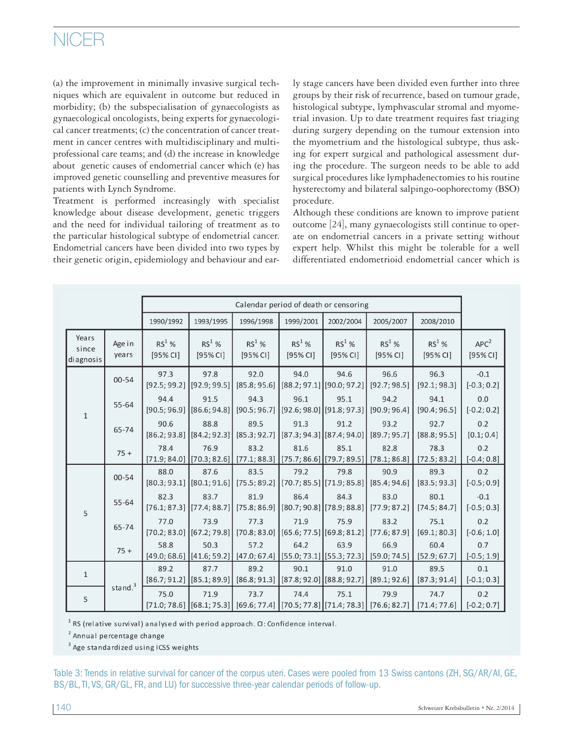(a) the improvement in minimally invasive surgical techniques which are equivalent in outcome but reduced in morbidity; (b) the subspecialisation of gynaecologists as gynaecological oncologists, being experts for gynaecological cancer treatments; (c) the concentration of cancer treatment in cancer centres with multidisciplinary and multiprofessional care teams; and (d) the increase in knowledge about genetic causes of endometrial cancer which (e) has improved genetic counselling and preventive measures for patients with Lynch Syndrome.

Treatment is performed increasingly with specialist knowledge about disease development, genetic triggers and the need for individual tailoring of treatment as to the particular histological subtype of endometrial cancer. Endometrial cancers have been divided into two types by their genetic origin, epidemiology and behaviour and early stage cancers have been divided even further into three groups by their risk of recurrence, based on tumour grade, histological subtype, lymphvascular stromal and myometrial invasion. Up to date treatment requires fast triaging during surgery depending on the tumour extension into the myometrium and the histological subtype, thus asking for expert surgical and pathological assessment during the procedure. The surgeon needs to be able to add surgical procedures like lymphadenectomies to his routine hysterectomy and bilateral salpingo-oophorectomy (BSO) procedure.

Although these conditions are known to improve patient outcome [24], many gynaecologists still continue to operate on endometrial cancers in a private setting without expert help. Whilst this might be tolerable for a well differentiated endometrioid endometrial cancer which is

| | | Calendar period of death or censoring | | | | | | | |
|---|---|---|---|---|---|---|---|---|---|
| | | 1990/1992 | 1993/1995 | 1996/1998 | 1999/2001 | 2002/2004 | 2005/2007 | 2008/2010 | |
| Years since diagnosis | Age in years | RS[1] % [95% CI] | RS[1] % [95% CI] | RS[1] % [95% CI] | RS[1] % [95% CI] | RS[1] % [95% CI] | RS[1] % [95% CI] | RS[1] % [95% CI] | APC[2] [95% CI] |
| 1 | 00-54 | 97.3 [92.5; 99.2] | 97.8 [92.9; 99.5] | 92.0 [85.8; 95.6] | 94.0 [88.2; 97.1] | 94.6 [90.0; 97.2] | 96.6 [92.7; 98.5] | 96.3 [92.1; 98.3] | -0.1 [-0.3; 0.2] |
| | 55-64 | 94.4 [90.5; 96.9] | 91.5 [86.6; 94.8] | 94.3 [90.5; 96.7] | 96.1 [92.6; 98.0] | 95.1 [91.8; 97.3] | 94.2 [90.9; 96.4] | 94.1 [90.4; 96.5] | 0.0 [-0.2; 0.2] |
| | 65-74 | 90.6 [86.2; 93.8] | 88.8 [84.2; 92.3] | 89.5 [85.3; 92.7] | 91.3 [87.3; 94.3] | 91.2 [87.4; 94.0] | 93.2 [89.7; 95.7] | 92.7 [88.8; 95.5] | 0.2 [0.1; 0.4] |
| | 75 + | 78.4 [71.9; 84.0] | 76.9 [70.3; 82.6] | 83.2 [77.1; 88.3] | 81.6 [75.7; 86.6] | 85.1 [79.7; 89.5] | 82.8 [78.1; 86.8] | 78.3 [72.5; 83.2] | 0.2 [-0.4; 0.8] |
| 5 | 00-54 | 88.0 [80.3; 93.1] | 87.6 [80.1; 91.6] | 83.5 [75.5; 89.2] | 79.2 [70.7; 85.5] | 79.8 [71.9; 85.8] | 90.9 [85.4; 94.6] | 89.3 [83.5; 93.3] | 0.2 [-0.5; 0.9] |
| | 55-64 | 82.3 [76.1; 87.3] | 83.7 [77.4; 88.7] | 81.9 [75.8; 86.9] | 86.4 [80.7; 90.8] | 84.3 [78.9; 88.8] | 83.0 [77.9; 87.2] | 80.1 [74.5; 84.7] | -0.1 [-0.5; 0.3] |
| | 65-74 | 77.0 [70.2; 83.0] | 73.9 [67.2; 79.8] | 77.3 [70.8; 83.0] | 71.9 [65.6; 77.5] | 75.9 [69.8; 81.2] | 83.2 [77.6; 87.9] | 75.1 [69.1; 80.3] | 0.2 [-0.6; 1.0] |
| | 75 + | 58.8 [49.0; 68.6] | 50.3 [41.6; 59.2] | 57.2 [47.0; 67.4] | 64.2 [55.0; 73.1] | 63.9 [55.3; 72.3] | 66.9 [59.0; 74.5] | 60.4 [52.9; 67.7] | 0.7 [-0.5; 1.9] |
| 1 | stand.[3] | 89.2 [86.7; 91.2] | 87.7 [85.1; 89.9] | 89.2 [86.8; 91.3] | 90.1 [87.8; 92.0] | 91.0 [88.8; 92.7] | 91.0 [89.1; 92.6] | 89.5 [87.3; 91.4] | 0.1 [-0.1; 0.3] |
| 5 | stand.[3] | 75.0 [71.0; 78.6] | 71.9 [68.1; 75.3] | 73.7 [69.6; 77.4] | 74.4 [70.5; 77.8] | 75.1 [71.4; 78.3] | 79.9 [76.6; 82.7] | 74.7 [71.4; 77.6] | 0.2 [-0.2; 0.7] |

[1] RS (relative survival) analysed with period approach. CI: Confidence interval.
[2] Annual percentage change
[3] Age standardized using ICSS weights

Table 3: Trends in relative survival for cancer of the corpus uteri. Cases were pooled from 13 Swiss cantons (ZH, SG/AR/AI, GE, BS/BL, TI, VS, GR/GL, FR, and LU) for successive three-year calendar periods of follow-up.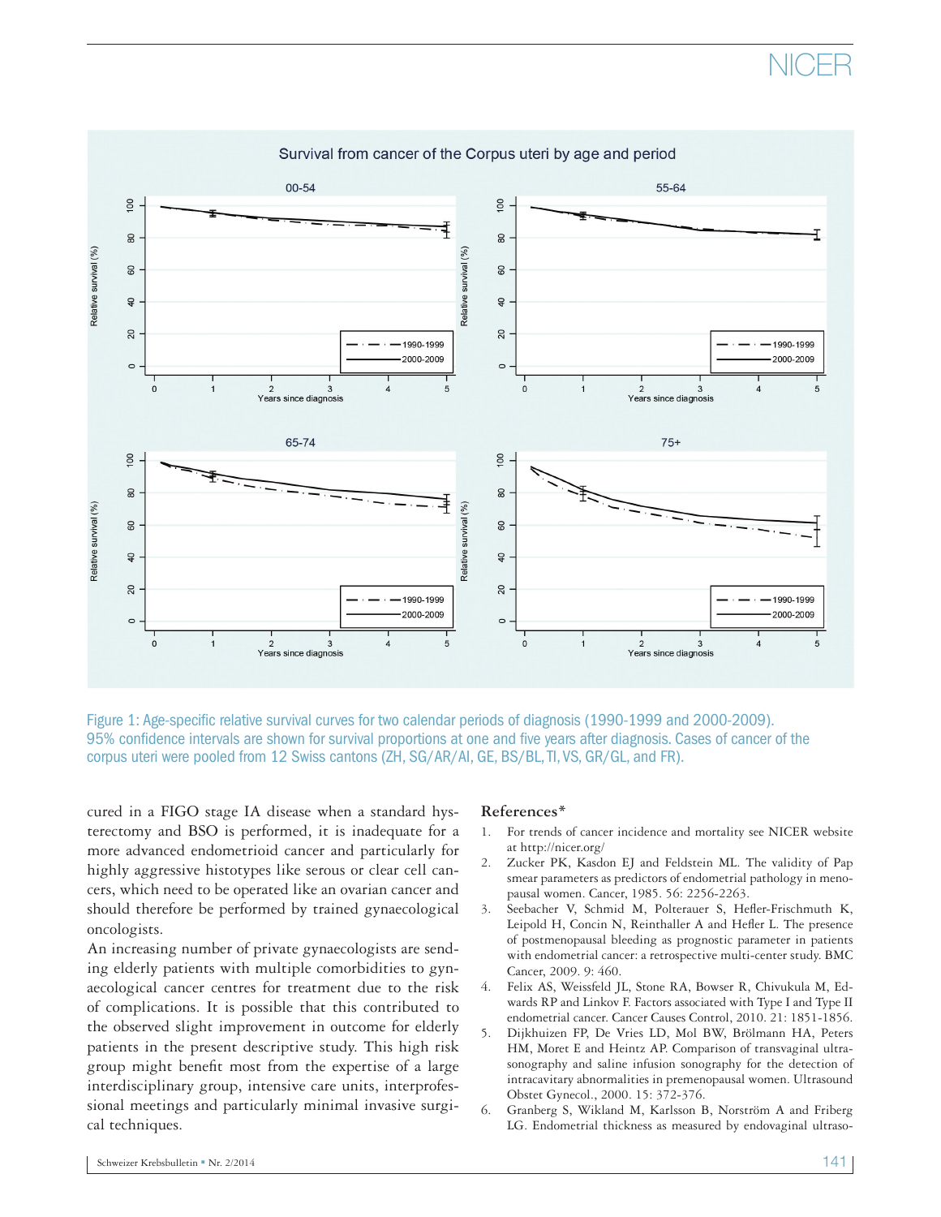Figure 1: Age-specific relative survival curves for two calendar periods of diagnosis (1990-1999 and 2000-2009). 95% confidence intervals are shown for survival proportions at one and five years after diagnosis. Cases of cancer of the corpus uteri were pooled from 12 Swiss cantons (ZH, SG/AR/AI, GE, BS/BL, TI, VS, GR/GL, and FR).

cured in a FIGO stage IA disease when a standard hysterectomy and BSO is performed, it is inadequate for a more advanced endometrioid cancer and particularly for highly aggressive histotypes like serous or clear cell cancers, which need to be operated like an ovarian cancer and should therefore be performed by trained gynaecological oncologists.

An increasing number of private gynaecologists are sending elderly patients with multiple comorbidities to gynaecological cancer centres for treatment due to the risk of complications. It is possible that this contributed to the observed slight improvement in outcome for elderly patients in the present descriptive study. This high risk group might benefit most from the expertise of a large interdisciplinary group, intensive care units, interprofessional meetings and particularly minimal invasive surgical techniques.

## References*

1. For trends of cancer incidence and mortality see NICER website at http://nicer.org/
2. Zucker PK, Kasdon EJ and Feldstein ML. The validity of Pap smear parameters as predictors of endometrial pathology in menopausal women. Cancer, 1985. 56: 2256-2263.
3. Seebacher V, Schmid M, Polterauer S, Hefler-Frischmuth K, Leipold H, Concin N, Reinthaller A and Hefler L. The presence of postmenopausal bleeding as prognostic parameter in patients with endometrial cancer: a retrospective multi-center study. BMC Cancer, 2009. 9: 460.
4. Felix AS, Weissfeld JL, Stone RA, Bowser R, Chivukula M, Edwards RP and Linkov F. Factors associated with Type I and Type II endometrial cancer. Cancer Causes Control, 2010. 21: 1851-1856.
5. Dijkhuizen FP, De Vries LD, Mol BW, Brölmann HA, Peters HM, Moret E and Heintz AP. Comparison of transvaginal ultrasonography and saline infusion sonography for the detection of intracavitary abnormalities in premenopausal women. Ultrasound Obstet Gynecol., 2000. 15: 372-376.
6. Granberg S, Wikland M, Karlsson B, Norström A and Friberg LG. Endometrial thickness as measured by endovaginal ultraso-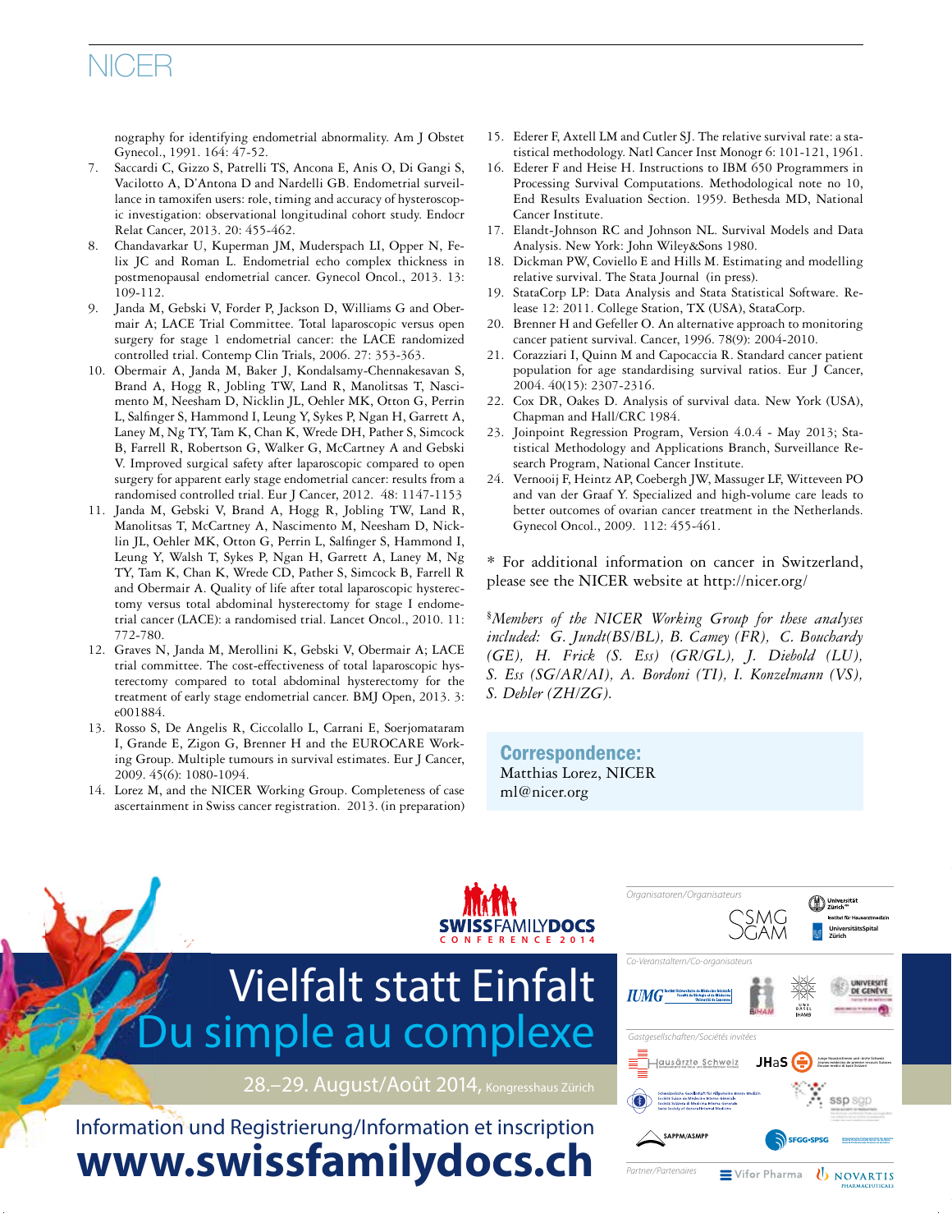nography for identifying endometrial abnormality. Am J Obstet Gynecol., 1991. 164: 47-52.

7. Saccardi C, Gizzo S, Patrelli TS, Ancona E, Anis O, Di Gangi S, Vacilotto A, D'Antona D and Nardelli GB. Endometrial surveillance in tamoxifen users: role, timing and accuracy of hysteroscopic investigation: observational longitudinal cohort study. Endocr Relat Cancer, 2013. 20: 455-462.
8. Chandavarkar U, Kuperman JM, Muderspach LI, Opper N, Felix JC and Roman L. Endometrial echo complex thickness in postmenopausal endometrial cancer. Gynecol Oncol., 2013. 13: 109-112.
9. Janda M, Gebski V, Forder P, Jackson D, Williams G and Obermair A; LACE Trial Committee. Total laparoscopic versus open surgery for stage 1 endometrial cancer: the LACE randomized controlled trial. Contemp Clin Trials, 2006. 27: 353-363.
10. Obermair A, Janda M, Baker J, Kondalsamy-Chennakesavan S, Brand A, Hogg R, Jobling TW, Land R, Manolitsas T, Nascimento M, Neesham D, Nicklin JL, Oehler MK, Otton G, Perrin L, Salfinger S, Hammond I, Leung Y, Sykes P, Ngan H, Garrett A, Laney M, Ng TY, Tam K, Chan K, Wrede DH, Pather S, Simcock B, Farrell R, Robertson G, Walker G, McCartney A and Gebski V. Improved surgical safety after laparoscopic compared to open surgery for apparent early stage endometrial cancer: results from a randomised controlled trial. Eur J Cancer, 2012. 48: 1147-1153
11. Janda M, Gebski V, Brand A, Hogg R, Jobling TW, Land R, Manolitsas T, McCartney A, Nascimento M, Neesham D, Nicklin JL, Oehler MK, Otton G, Perrin L, Salfinger S, Hammond I, Leung Y, Walsh T, Sykes P, Ngan H, Garrett A, Laney M, Ng TY, Tam K, Chan K, Wrede CD, Pather S, Simcock B, Farrell R and Obermair A. Quality of life after total laparoscopic hysterectomy versus total abdominal hysterectomy for stage I endometrial cancer (LACE): a randomised trial. Lancet Oncol., 2010. 11: 772-780.
12. Graves N, Janda M, Merollini K, Gebski V, Obermair A; LACE trial committee. The cost-effectiveness of total laparoscopic hysterectomy compared to total abdominal hysterectomy for the treatment of early stage endometrial cancer. BMJ Open, 2013. 3: e001884.
13. Rosso S, De Angelis R, Ciccolallo L, Carrani E, Soerjomataram I, Grande E, Zigon G, Brenner H and the EUROCARE Working Group. Multiple tumours in survival estimates. Eur J Cancer, 2009. 45(6): 1080-1094.
14. Lorez M, and the NICER Working Group. Completeness of case ascertainment in Swiss cancer registration. 2013. (in preparation)
15. Ederer F, Axtell LM and Cutler SJ. The relative survival rate: a statistical methodology. Natl Cancer Inst Monogr 6: 101-121, 1961.
16. Ederer F and Heise H. Instructions to IBM 650 Programmers in Processing Survival Computations. Methodological note no 10, End Results Evaluation Section. 1959. Bethesda MD, National Cancer Institute.
17. Elandt-Johnson RC and Johnson NL. Survival Models and Data Analysis. New York: John Wiley&Sons 1980.
18. Dickman PW, Coviello E and Hills M. Estimating and modelling relative survival. The Stata Journal (in press).
19. StataCorp LP: Data Analysis and Stata Statistical Software. Release 12: 2011. College Station, TX (USA), StataCorp.
20. Brenner H and Gefeller O. An alternative approach to monitoring cancer patient survival. Cancer, 1996. 78(9): 2004-2010.
21. Corazziari I, Quinn M and Capocaccia R. Standard cancer patient population for age standardising survival ratios. Eur J Cancer, 2004. 40(15): 2307-2316.
22. Cox DR, Oakes D. Analysis of survival data. New York (USA), Chapman and Hall/CRC 1984.
23. Joinpoint Regression Program, Version 4.0.4 - May 2013; Statistical Methodology and Applications Branch, Surveillance Research Program, National Cancer Institute.
24. Vernooij F, Heintz AP, Coebergh JW, Massuger LF, Witteveen PO and van der Graaf Y. Specialized and high-volume care leads to better outcomes of ovarian cancer treatment in the Netherlands. Gynecol Oncol., 2009. 112: 455-461.

* For additional information on cancer in Switzerland, please see the NICER website at http://nicer.org/

*§Members of the NICER Working Group for these analyses included: G. Jundt(BS/BL), B. Camey (FR), C. Bouchardy (GE), H. Frick (S. Ess) (GR/GL), J. Diebold (LU), S. Ess (SG/AR/AI), A. Bordoni (TI), I. Konzelmann (VS), S. Dehler (ZH/ZG).*

## Correspondence:

Matthias Lorez, NICER
ml@nicer.org

SWISSFAMILYDOCS CONFERENCE 2014

# Vielfalt statt Einfalt
# Du simple au complexe

28.–29. August/Août 2014, Kongresshaus Zürich

Information und Registrierung/Information et inscription
**www.swissfamilydocs.ch**

Organisatoren/Organisateurs
SGAM SMG
Universität Zürich – Institut für Hausarztmedizin
UniversitätsSpital Zürich

Co-Veranstalter/Co-organisateurs
IUMG
BIHAM
UNI BASEL IHAMB
Université de Genève

Gastgesellschaften/Sociétés invitées
Hausärzte Schweiz
JHaS
SAPPM/ASMPP
SFGG-SPSG
ssp sgp

Partner/Partenaires
Vifor Pharma
NOVARTIS PHARMACEUTICALS